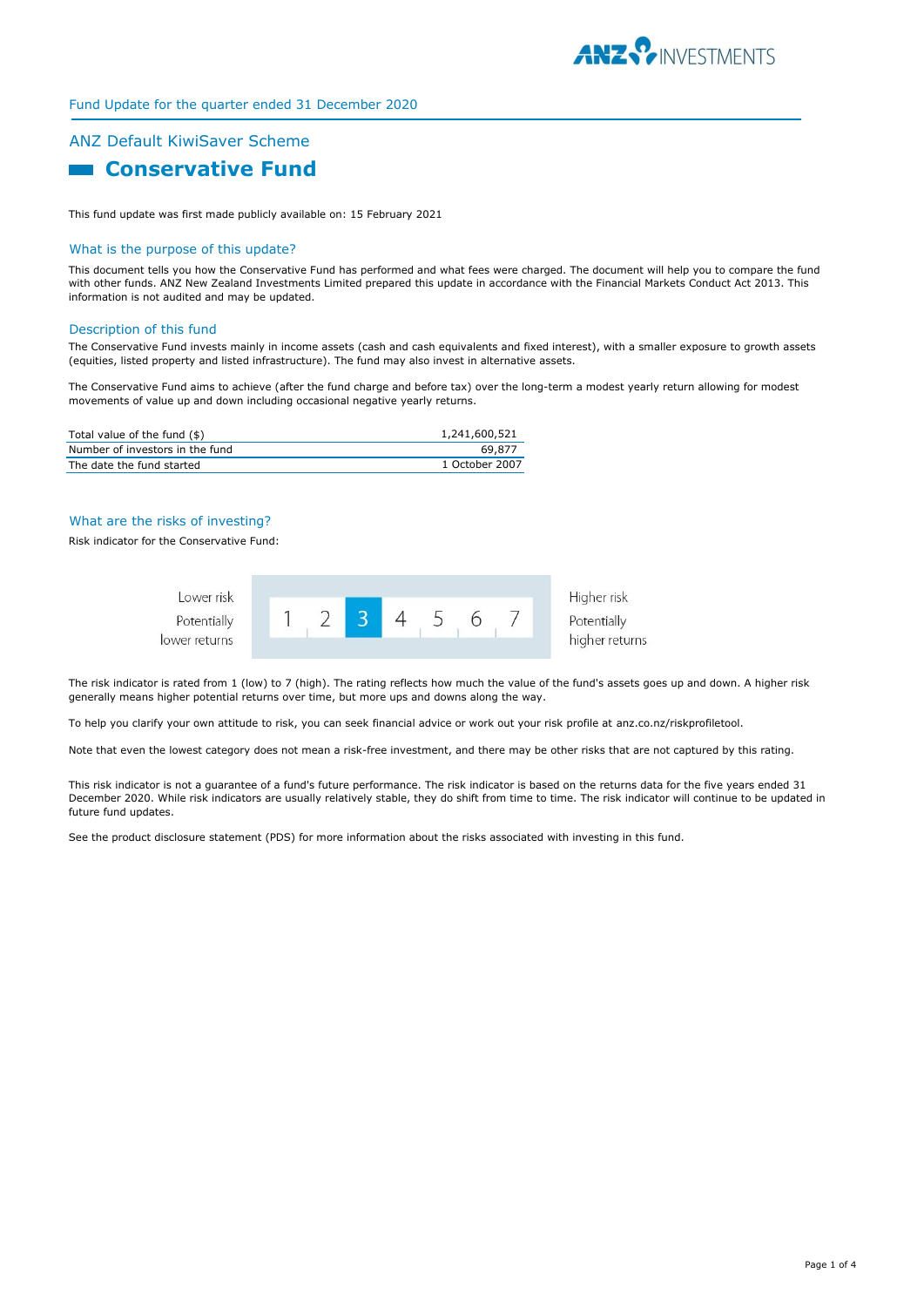Fund Update for the quarter ended 31 December 2020

# ANZ Default KiwiSaver Scheme

## Conservative Fund

This fund update was first made publicly available on: 15 February 2021

### What is the purpose of this update?

This document tells you how the Conservative Fund has performed and what fees were charged. The document will help you to compare the fund with other funds. ANZ New Zealand Investments Limited prepared this update in accordance with the Financial Markets Conduct Act 2013. This information is not audited and may be updated.

### Description of this fund

The Conservative Fund invests mainly in income assets (cash and cash equivalents and fixed interest), with a smaller exposure to growth assets (equities, listed property and listed infrastructure). The fund may also invest in alternative assets.

The Conservative Fund aims to achieve (after the fund charge and before tax) over the long-term a modest yearly return allowing for modest movements of value up and down including occasional negative yearly returns.

| | |
|---|---|
| Total value of the fund ($) | 1,241,600,521 |
| Number of investors in the fund | 69,877 |
| The date the fund started | 1 October 2007 |

### What are the risks of investing?

Risk indicator for the Conservative Fund:

| Lower risk<br>Potentially lower returns | 1 | 2 | **3** | 4 | 5 | 6 | 7 | Higher risk<br>Potentially higher returns |
|---|---|---|---|---|---|---|---|---|

The risk indicator is rated from 1 (low) to 7 (high). The rating reflects how much the value of the fund's assets goes up and down. A higher risk generally means higher potential returns over time, but more ups and downs along the way.

To help you clarify your own attitude to risk, you can seek financial advice or work out your risk profile at anz.co.nz/riskprofiletool.

Note that even the lowest category does not mean a risk-free investment, and there may be other risks that are not captured by this rating.

This risk indicator is not a guarantee of a fund's future performance. The risk indicator is based on the returns data for the five years ended 31 December 2020. While risk indicators are usually relatively stable, they do shift from time to time. The risk indicator will continue to be updated in future fund updates.

See the product disclosure statement (PDS) for more information about the risks associated with investing in this fund.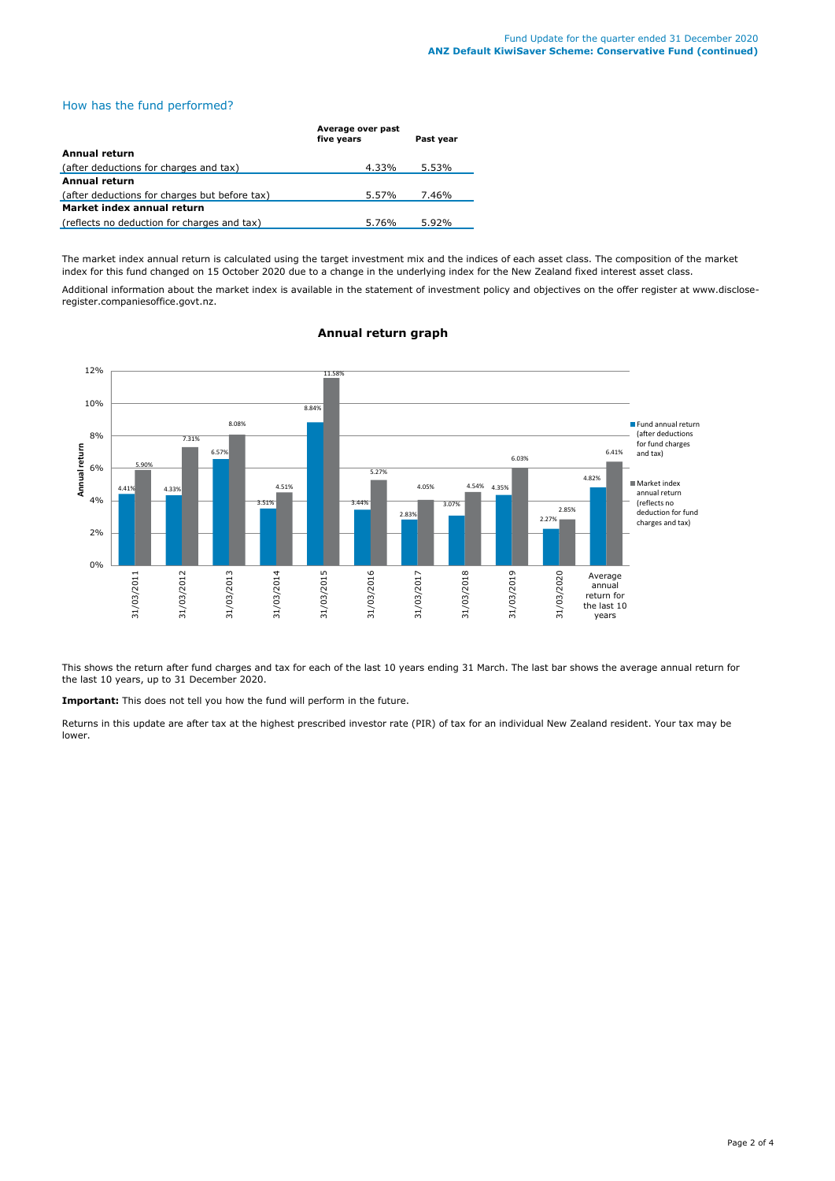## How has the fund performed?

| | Average over past five years | Past year |
|---|---|---|
| **Annual return** | | |
| (after deductions for charges and tax) | 4.33% | 5.53% |
| **Annual return** | | |
| (after deductions for charges but before tax) | 5.57% | 7.46% |
| **Market index annual return** | | |
| (reflects no deduction for charges and tax) | 5.76% | 5.92% |

The market index annual return is calculated using the target investment mix and the indices of each asset class. The composition of the market index for this fund changed on 15 October 2020 due to a change in the underlying index for the New Zealand fixed interest asset class.

Additional information about the market index is available in the statement of investment policy and objectives on the offer register at www.disclose-register.companiesoffice.govt.nz.

### Annual return graph

| | Fund annual return (after deductions for fund charges and tax) | Market index annual return (reflects no deduction for fund charges and tax) |
|---|---|---|
| 31/03/2011 | 4.41% | 5.90% |
| 31/03/2012 | 4.33% | 7.31% |
| 31/03/2013 | 6.57% | 8.08% |
| 31/03/2014 | 3.51% | 4.51% |
| 31/03/2015 | 8.84% | 11.58% |
| 31/03/2016 | 3.44% | 5.27% |
| 31/03/2017 | 2.83% | 4.05% |
| 31/03/2018 | 3.07% | 4.54% |
| 31/03/2019 | 4.35% | 6.03% |
| 31/03/2020 | 2.27% | 2.85% |
| Average annual return for the last 10 years | 4.82% | 6.41% |

This shows the return after fund charges and tax for each of the last 10 years ending 31 March. The last bar shows the average annual return for the last 10 years, up to 31 December 2020.

**Important:** This does not tell you how the fund will perform in the future.

Returns in this update are after tax at the highest prescribed investor rate (PIR) of tax for an individual New Zealand resident. Your tax may be lower.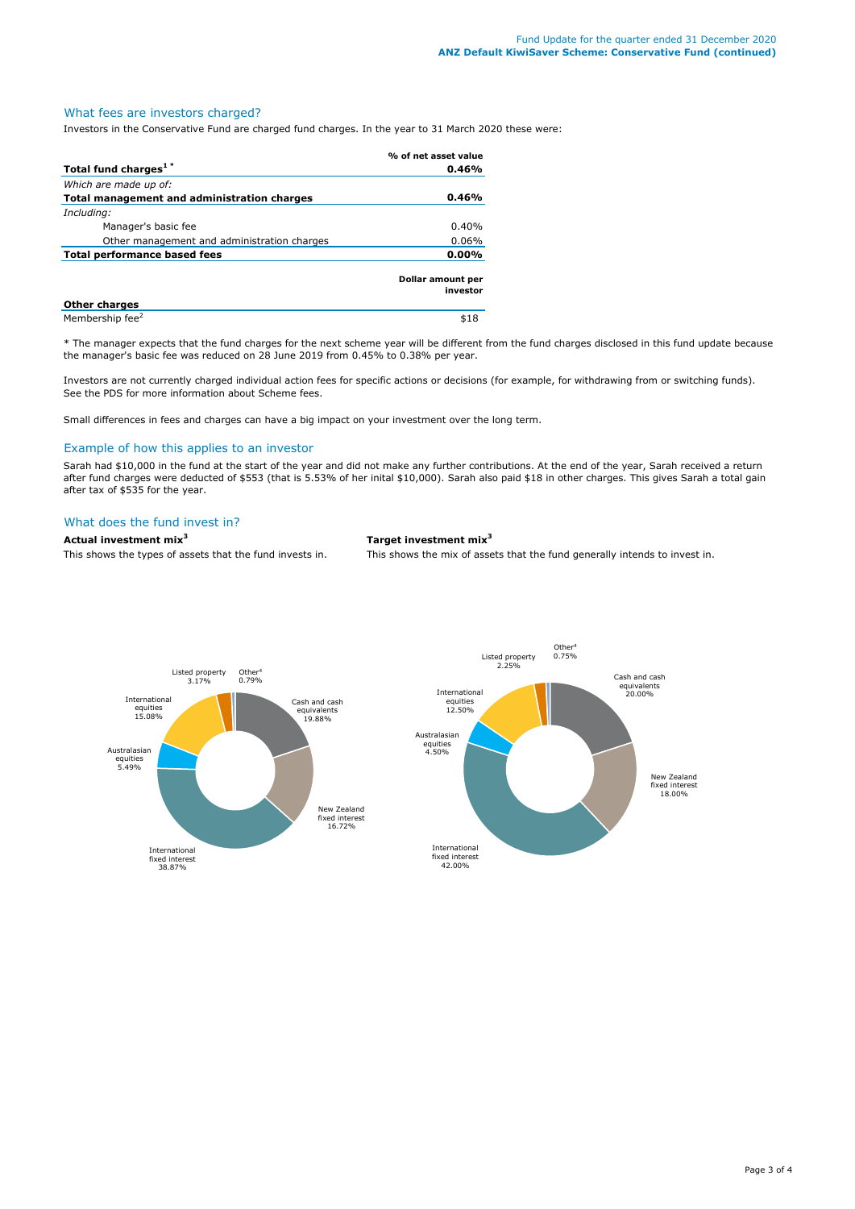## What fees are investors charged?

Investors in the Conservative Fund are charged fund charges. In the year to 31 March 2020 these were:

| | % of net asset value |
|---|---|
| **Total fund charges[1] \*** | **0.46%** |
| *Which are made up of:* | |
| **Total management and administration charges** | **0.46%** |
| *Including:* | |
| Manager's basic fee | 0.40% |
| Other management and administration charges | 0.06% |
| **Total performance based fees** | **0.00%** |

| | Dollar amount per investor |
|---|---|
| **Other charges** | |
| Membership fee[2] | $18 |

\* The manager expects that the fund charges for the next scheme year will be different from the fund charges disclosed in this fund update because the manager's basic fee was reduced on 28 June 2019 from 0.45% to 0.38% per year.

Investors are not currently charged individual action fees for specific actions or decisions (for example, for withdrawing from or switching funds). See the PDS for more information about Scheme fees.

Small differences in fees and charges can have a big impact on your investment over the long term.

## Example of how this applies to an investor

Sarah had $10,000 in the fund at the start of the year and did not make any further contributions. At the end of the year, Sarah received a return after fund charges were deducted of $553 (that is 5.53% of her inital $10,000). Sarah also paid $18 in other charges. This gives Sarah a total gain after tax of $535 for the year.

## What does the fund invest in?

**Actual investment mix[3]**

This shows the types of assets that the fund invests in.

| Asset type | % |
|---|---|
| Cash and cash equivalents | 19.88% |
| New Zealand fixed interest | 16.72% |
| International fixed interest | 38.87% |
| Australasian equities | 5.49% |
| International equities | 15.08% |
| Listed property | 3.17% |
| Other[4] | 0.79% |

**Target investment mix[3]**

This shows the mix of assets that the fund generally intends to invest in.

| Asset type | % |
|---|---|
| Cash and cash equivalents | 20.00% |
| New Zealand fixed interest | 18.00% |
| International fixed interest | 42.00% |
| Australasian equities | 4.50% |
| International equities | 12.50% |
| Listed property | 2.25% |
| Other[4] | 0.75% |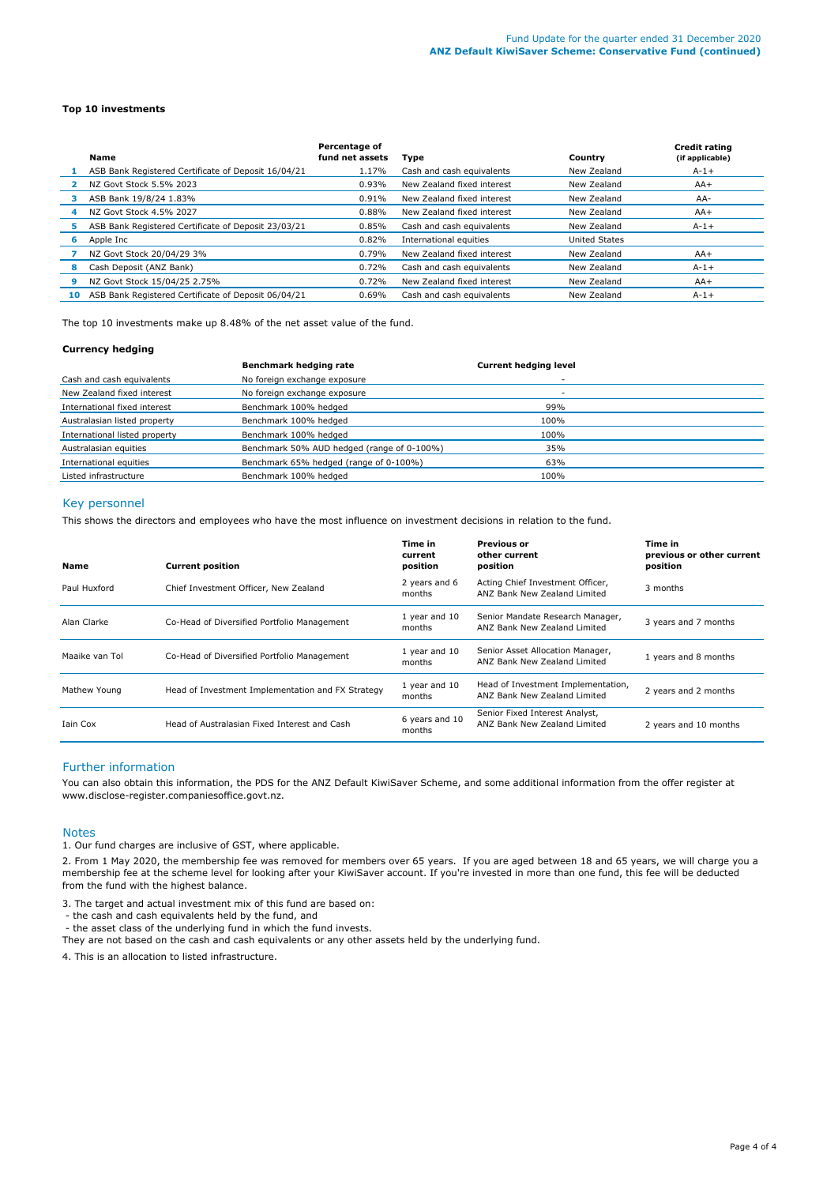### Top 10 investments

| | Name | Percentage of fund net assets | Type | Country | Credit rating (if applicable) |
|---|---|---|---|---|---|
| 1 | ASB Bank Registered Certificate of Deposit 16/04/21 | 1.17% | Cash and cash equivalents | New Zealand | A-1+ |
| 2 | NZ Govt Stock 5.5% 2023 | 0.93% | New Zealand fixed interest | New Zealand | AA+ |
| 3 | ASB Bank 19/8/24 1.83% | 0.91% | New Zealand fixed interest | New Zealand | AA- |
| 4 | NZ Govt Stock 4.5% 2027 | 0.88% | New Zealand fixed interest | New Zealand | AA+ |
| 5 | ASB Bank Registered Certificate of Deposit 23/03/21 | 0.85% | Cash and cash equivalents | New Zealand | A-1+ |
| 6 | Apple Inc | 0.82% | International equities | United States | |
| 7 | NZ Govt Stock 20/04/29 3% | 0.79% | New Zealand fixed interest | New Zealand | AA+ |
| 8 | Cash Deposit (ANZ Bank) | 0.72% | Cash and cash equivalents | New Zealand | A-1+ |
| 9 | NZ Govt Stock 15/04/25 2.75% | 0.72% | New Zealand fixed interest | New Zealand | AA+ |
| 10 | ASB Bank Registered Certificate of Deposit 06/04/21 | 0.69% | Cash and cash equivalents | New Zealand | A-1+ |

The top 10 investments make up 8.48% of the net asset value of the fund.

### Currency hedging

| | Benchmark hedging rate | Current hedging level |
|---|---|---|
| Cash and cash equivalents | No foreign exchange exposure | - |
| New Zealand fixed interest | No foreign exchange exposure | - |
| International fixed interest | Benchmark 100% hedged | 99% |
| Australasian listed property | Benchmark 100% hedged | 100% |
| International listed property | Benchmark 100% hedged | 100% |
| Australasian equities | Benchmark 50% AUD hedged (range of 0-100%) | 35% |
| International equities | Benchmark 65% hedged (range of 0-100%) | 63% |
| Listed infrastructure | Benchmark 100% hedged | 100% |

## Key personnel

This shows the directors and employees who have the most influence on investment decisions in relation to the fund.

| Name | Current position | Time in current position | Previous or other current position | Time in previous or other current position |
|---|---|---|---|---|
| Paul Huxford | Chief Investment Officer, New Zealand | 2 years and 6 months | Acting Chief Investment Officer, ANZ Bank New Zealand Limited | 3 months |
| Alan Clarke | Co-Head of Diversified Portfolio Management | 1 year and 10 months | Senior Mandate Research Manager, ANZ Bank New Zealand Limited | 3 years and 7 months |
| Maaike van Tol | Co-Head of Diversified Portfolio Management | 1 year and 10 months | Senior Asset Allocation Manager, ANZ Bank New Zealand Limited | 1 years and 8 months |
| Mathew Young | Head of Investment Implementation and FX Strategy | 1 year and 10 months | Head of Investment Implementation, ANZ Bank New Zealand Limited | 2 years and 2 months |
| Iain Cox | Head of Australasian Fixed Interest and Cash | 6 years and 10 months | Senior Fixed Interest Analyst, ANZ Bank New Zealand Limited | 2 years and 10 months |

## Further information

You can also obtain this information, the PDS for the ANZ Default KiwiSaver Scheme, and some additional information from the offer register at www.disclose-register.companiesoffice.govt.nz.

## Notes

1. Our fund charges are inclusive of GST, where applicable.

2. From 1 May 2020, the membership fee was removed for members over 65 years. If you are aged between 18 and 65 years, we will charge you a membership fee at the scheme level for looking after your KiwiSaver account. If you're invested in more than one fund, this fee will be deducted from the fund with the highest balance.

3. The target and actual investment mix of this fund are based on:
 - the cash and cash equivalents held by the fund, and
 - the asset class of the underlying fund in which the fund invests.
They are not based on the cash and cash equivalents or any other assets held by the underlying fund.

4. This is an allocation to listed infrastructure.